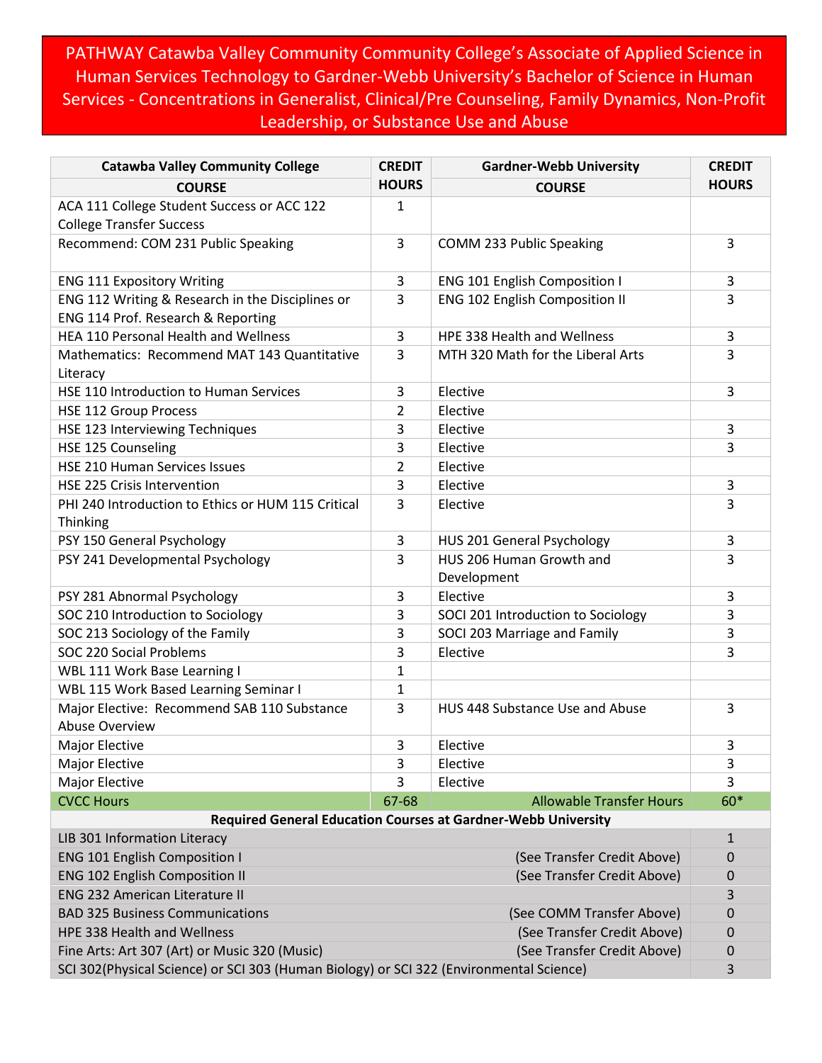# PATHWAY Catawba Valley Community Community College's Associate of Applied Science in Human Services Technology to Gardner-Webb University's Bachelor of Science in Human Services - Concentrations in Generalist, Clinical/Pre Counseling, Family Dynamics, Non-Profit Leadership, or Substance Use and Abuse

| Catawba Valley Community College COURSE | CREDIT HOURS | Gardner-Webb University COURSE | CREDIT HOURS |
|---|---|---|---|
| ACA 111 College Student Success or ACC 122 College Transfer Success | 1 | | |
| Recommend: COM 231 Public Speaking | 3 | COMM 233 Public Speaking | 3 |
| ENG 111 Expository Writing | 3 | ENG 101 English Composition I | 3 |
| ENG 112 Writing & Research in the Disciplines or ENG 114 Prof. Research & Reporting | 3 | ENG 102 English Composition II | 3 |
| HEA 110 Personal Health and Wellness | 3 | HPE 338 Health and Wellness | 3 |
| Mathematics: Recommend MAT 143 Quantitative Literacy | 3 | MTH 320 Math for the Liberal Arts | 3 |
| HSE 110 Introduction to Human Services | 3 | Elective | 3 |
| HSE 112 Group Process | 2 | Elective | |
| HSE 123 Interviewing Techniques | 3 | Elective | 3 |
| HSE 125 Counseling | 3 | Elective | 3 |
| HSE 210 Human Services Issues | 2 | Elective | |
| HSE 225 Crisis Intervention | 3 | Elective | 3 |
| PHI 240 Introduction to Ethics or HUM 115 Critical Thinking | 3 | Elective | 3 |
| PSY 150 General Psychology | 3 | HUS 201 General Psychology | 3 |
| PSY 241 Developmental Psychology | 3 | HUS 206 Human Growth and Development | 3 |
| PSY 281 Abnormal Psychology | 3 | Elective | 3 |
| SOC 210 Introduction to Sociology | 3 | SOCI 201 Introduction to Sociology | 3 |
| SOC 213 Sociology of the Family | 3 | SOCI 203 Marriage and Family | 3 |
| SOC 220 Social Problems | 3 | Elective | 3 |
| WBL 111 Work Base Learning I | 1 | | |
| WBL 115 Work Based Learning Seminar I | 1 | | |
| Major Elective: Recommend SAB 110 Substance Abuse Overview | 3 | HUS 448 Substance Use and Abuse | 3 |
| Major Elective | 3 | Elective | 3 |
| Major Elective | 3 | Elective | 3 |
| Major Elective | 3 | Elective | 3 |
| CVCC Hours | 67-68 | Allowable Transfer Hours | 60* |
| **Required General Education Courses at Gardner-Webb University** | | | |
| LIB 301 Information Literacy | | | 1 |
| ENG 101 English Composition I | | (See Transfer Credit Above) | 0 |
| ENG 102 English Composition II | | (See Transfer Credit Above) | 0 |
| ENG 232 American Literature II | | | 3 |
| BAD 325 Business Communications | | (See COMM Transfer Above) | 0 |
| HPE 338 Health and Wellness | | (See Transfer Credit Above) | 0 |
| Fine Arts: Art 307 (Art) or Music 320 (Music) | | (See Transfer Credit Above) | 0 |
| SCI 302(Physical Science) or SCI 303 (Human Biology) or SCI 322 (Environmental Science) | | | 3 |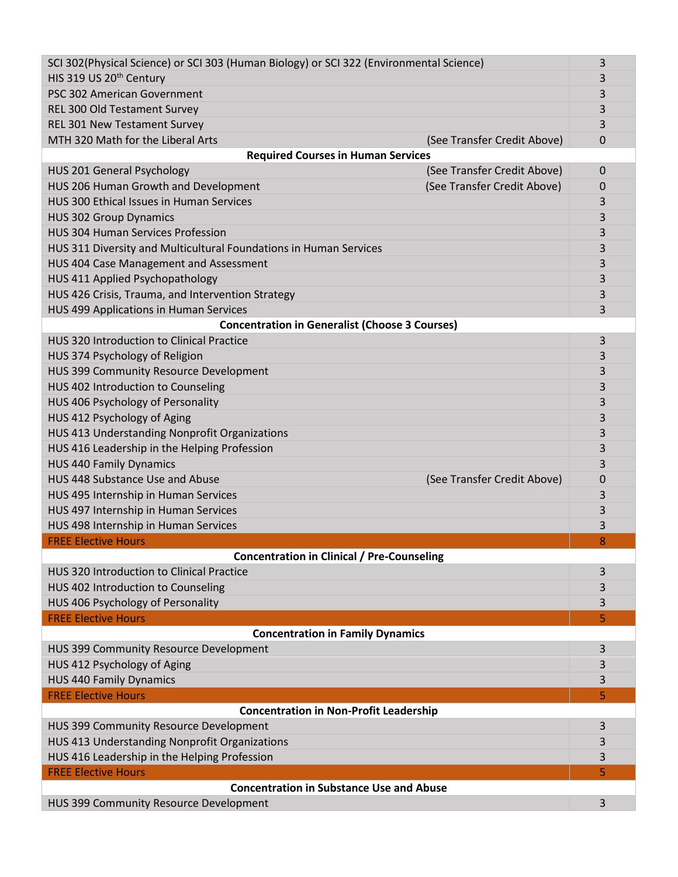| Course | Note | Hours |
|---|---|---|
| SCI 302(Physical Science) or SCI 303 (Human Biology) or SCI 322 (Environmental Science) | | 3 |
| HIS 319 US 20th Century | | 3 |
| PSC 302 American Government | | 3 |
| REL 300 Old Testament Survey | | 3 |
| REL 301 New Testament Survey | | 3 |
| MTH 320 Math for the Liberal Arts | (See Transfer Credit Above) | 0 |
| **Required Courses in Human Services** | | |
| HUS 201 General Psychology | (See Transfer Credit Above) | 0 |
| HUS 206 Human Growth and Development | (See Transfer Credit Above) | 0 |
| HUS 300 Ethical Issues in Human Services | | 3 |
| HUS 302 Group Dynamics | | 3 |
| HUS 304 Human Services Profession | | 3 |
| HUS 311 Diversity and Multicultural Foundations in Human Services | | 3 |
| HUS 404 Case Management and Assessment | | 3 |
| HUS 411 Applied Psychopathology | | 3 |
| HUS 426 Crisis, Trauma, and Intervention Strategy | | 3 |
| HUS 499 Applications in Human Services | | 3 |
| **Concentration in Generalist (Choose 3 Courses)** | | |
| HUS 320 Introduction to Clinical Practice | | 3 |
| HUS 374 Psychology of Religion | | 3 |
| HUS 399 Community Resource Development | | 3 |
| HUS 402 Introduction to Counseling | | 3 |
| HUS 406 Psychology of Personality | | 3 |
| HUS 412 Psychology of Aging | | 3 |
| HUS 413 Understanding Nonprofit Organizations | | 3 |
| HUS 416 Leadership in the Helping Profession | | 3 |
| HUS 440 Family Dynamics | | 3 |
| HUS 448 Substance Use and Abuse | (See Transfer Credit Above) | 0 |
| HUS 495 Internship in Human Services | | 3 |
| HUS 497 Internship in Human Services | | 3 |
| HUS 498 Internship in Human Services | | 3 |
| FREE Elective Hours | | 8 |
| **Concentration in Clinical / Pre-Counseling** | | |
| HUS 320 Introduction to Clinical Practice | | 3 |
| HUS 402 Introduction to Counseling | | 3 |
| HUS 406 Psychology of Personality | | 3 |
| FREE Elective Hours | | 5 |
| **Concentration in Family Dynamics** | | |
| HUS 399 Community Resource Development | | 3 |
| HUS 412 Psychology of Aging | | 3 |
| HUS 440 Family Dynamics | | 3 |
| FREE Elective Hours | | 5 |
| **Concentration in Non-Profit Leadership** | | |
| HUS 399 Community Resource Development | | 3 |
| HUS 413 Understanding Nonprofit Organizations | | 3 |
| HUS 416 Leadership in the Helping Profession | | 3 |
| FREE Elective Hours | | 5 |
| **Concentration in Substance Use and Abuse** | | |
| HUS 399 Community Resource Development | | 3 |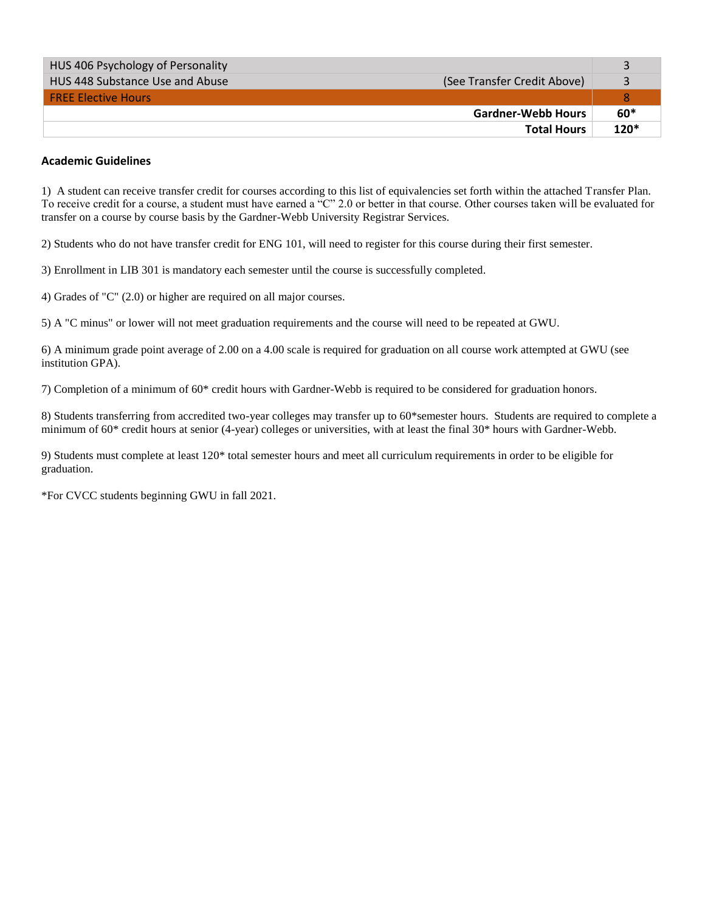| | | |
|---|---|---|
| HUS 406 Psychology of Personality | | 3 |
| HUS 448 Substance Use and Abuse | (See Transfer Credit Above) | 3 |
| FREE Elective Hours | | 8 |
| | **Gardner-Webb Hours** | **60*** |
| | **Total Hours** | **120*** |

**Academic Guidelines**

1) A student can receive transfer credit for courses according to this list of equivalencies set forth within the attached Transfer Plan. To receive credit for a course, a student must have earned a "C" 2.0 or better in that course. Other courses taken will be evaluated for transfer on a course by course basis by the Gardner-Webb University Registrar Services.

2) Students who do not have transfer credit for ENG 101, will need to register for this course during their first semester.

3) Enrollment in LIB 301 is mandatory each semester until the course is successfully completed.

4) Grades of "C" (2.0) or higher are required on all major courses.

5) A "C minus" or lower will not meet graduation requirements and the course will need to be repeated at GWU.

6) A minimum grade point average of 2.00 on a 4.00 scale is required for graduation on all course work attempted at GWU (see institution GPA).

7) Completion of a minimum of 60* credit hours with Gardner-Webb is required to be considered for graduation honors.

8) Students transferring from accredited two-year colleges may transfer up to 60*semester hours. Students are required to complete a minimum of 60* credit hours at senior (4-year) colleges or universities, with at least the final 30* hours with Gardner-Webb.

9) Students must complete at least 120* total semester hours and meet all curriculum requirements in order to be eligible for graduation.

*For CVCC students beginning GWU in fall 2021.